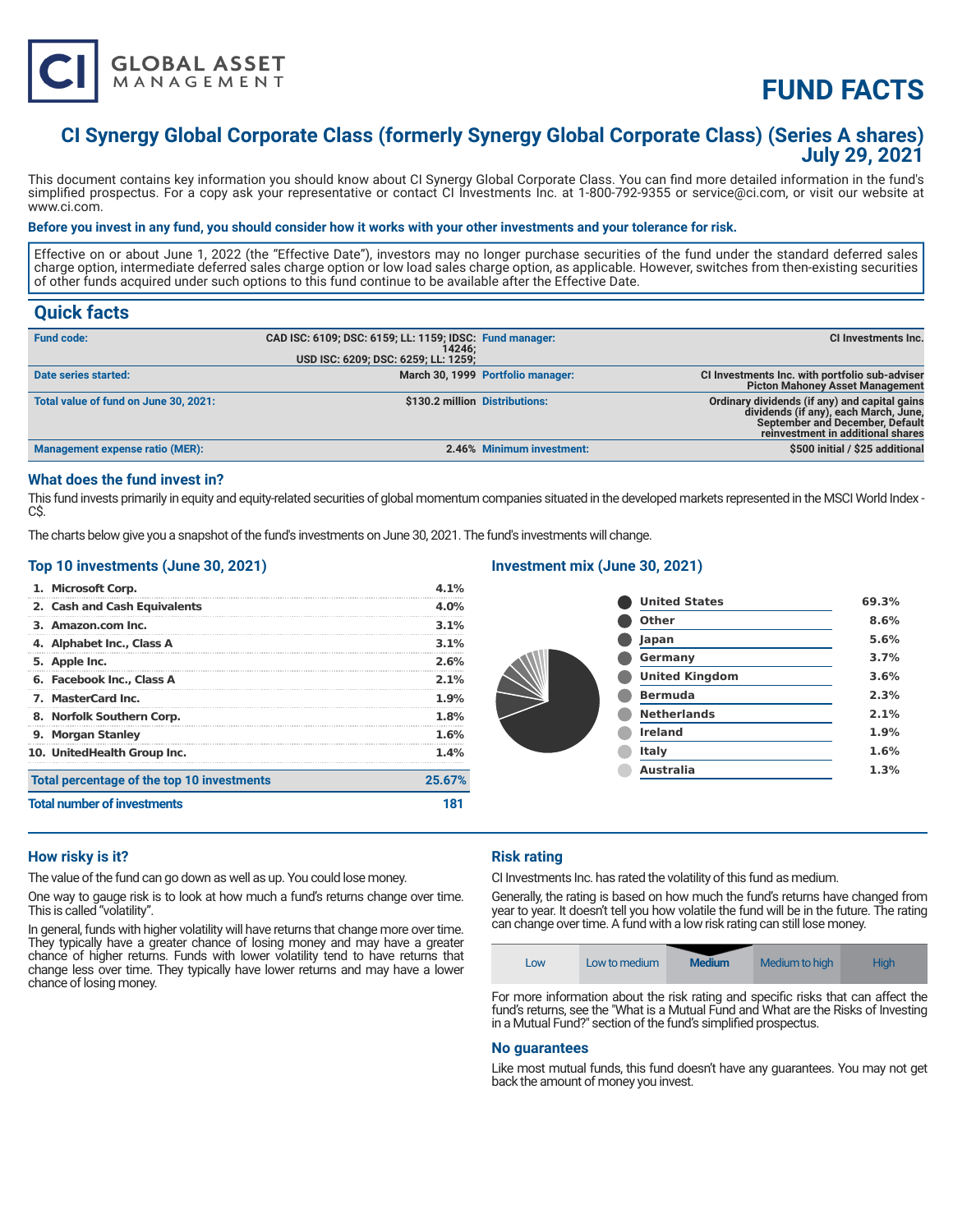# FUND FACTS

## CI Synergy Global Corporate Class (formerly Synergy Global Corporate Class) (Series A shares)
## July 29, 2021

This document contains key information you should know about CI Synergy Global Corporate Class. You can find more detailed information in the fund's simplified prospectus. For a copy ask your representative or contact CI Investments Inc. at 1-800-792-9355 or service@ci.com, or visit our website at www.ci.com.

**Before you invest in any fund, you should consider how it works with your other investments and your tolerance for risk.**

Effective on or about June 1, 2022 (the "Effective Date"), investors may no longer purchase securities of the fund under the standard deferred sales charge option, intermediate deferred sales charge option or low load sales charge option, as applicable. However, switches from then-existing securities of other funds acquired under such options to this fund continue to be available after the Effective Date.

## Quick facts

| | | | |
|---|---|---|---|
| **Fund code:** | CAD ISC: 6109; DSC: 6159; LL: 1159; IDSC: 14246; USD ISC: 6209; DSC: 6259; LL: 1259; | **Fund manager:** | CI Investments Inc. |
| **Date series started:** | March 30, 1999 | **Portfolio manager:** | CI Investments Inc. with portfolio sub-adviser Picton Mahoney Asset Management |
| **Total value of fund on June 30, 2021:** | $130.2 million | **Distributions:** | Ordinary dividends (if any) and capital gains dividends (if any), each March, June, September and December, Default reinvestment in additional shares |
| **Management expense ratio (MER):** | 2.46% | **Minimum investment:** | $500 initial / $25 additional |

### What does the fund invest in?

This fund invests primarily in equity and equity-related securities of global momentum companies situated in the developed markets represented in the MSCI World Index - C$.

The charts below give you a snapshot of the fund's investments on June 30, 2021. The fund's investments will change.

### Top 10 investments (June 30, 2021)

| | |
|---|---|
| 1. Microsoft Corp. | 4.1% |
| 2. Cash and Cash Equivalents | 4.0% |
| 3. Amazon.com Inc. | 3.1% |
| 4. Alphabet Inc., Class A | 3.1% |
| 5. Apple Inc. | 2.6% |
| 6. Facebook Inc., Class A | 2.1% |
| 7. MasterCard Inc. | 1.9% |
| 8. Norfolk Southern Corp. | 1.8% |
| 9. Morgan Stanley | 1.6% |
| 10. UnitedHealth Group Inc. | 1.4% |
| **Total percentage of the top 10 investments** | **25.67%** |
| **Total number of investments** | **181** |

### Investment mix (June 30, 2021)

| | |
|---|---|
| United States | 69.3% |
| Other | 8.6% |
| Japan | 5.6% |
| Germany | 3.7% |
| United Kingdom | 3.6% |
| Bermuda | 2.3% |
| Netherlands | 2.1% |
| Ireland | 1.9% |
| Italy | 1.6% |
| Australia | 1.3% |

### How risky is it?

The value of the fund can go down as well as up. You could lose money.

One way to gauge risk is to look at how much a fund's returns change over time. This is called "volatility".

In general, funds with higher volatility will have returns that change more over time. They typically have a greater chance of losing money and may have a greater chance of higher returns. Funds with lower volatility tend to have returns that change less over time. They typically have lower returns and may have a lower chance of losing money.

### Risk rating

CI Investments Inc. has rated the volatility of this fund as medium.

Generally, the rating is based on how much the fund's returns have changed from year to year. It doesn't tell you how volatile the fund will be in the future. The rating can change over time. A fund with a low risk rating can still lose money.

| Low | Low to medium | **Medium** | Medium to high | High |
|---|---|---|---|---|

For more information about the risk rating and specific risks that can affect the fund's returns, see the "What is a Mutual Fund and What are the Risks of Investing in a Mutual Fund?" section of the fund's simplified prospectus.

### No guarantees

Like most mutual funds, this fund doesn't have any guarantees. You may not get back the amount of money you invest.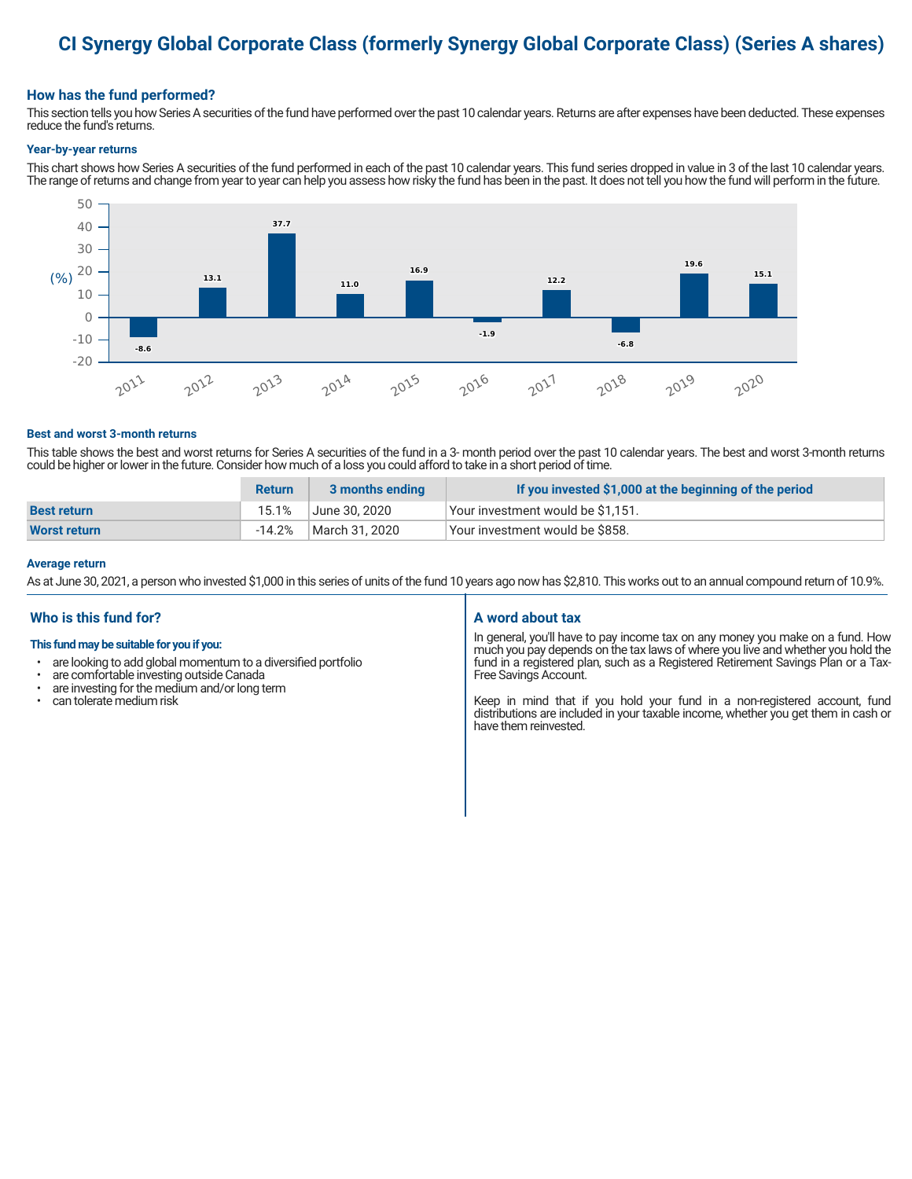# CI Synergy Global Corporate Class (formerly Synergy Global Corporate Class) (Series A shares)

## How has the fund performed?

This section tells you how Series A securities of the fund have performed over the past 10 calendar years. Returns are after expenses have been deducted. These expenses reduce the fund's returns.

### Year-by-year returns

This chart shows how Series A securities of the fund performed in each of the past 10 calendar years. This fund series dropped in value in 3 of the last 10 calendar years. The range of returns and change from year to year can help you assess how risky the fund has been in the past. It does not tell you how the fund will perform in the future.

| Year | 2011 | 2012 | 2013 | 2014 | 2015 | 2016 | 2017 | 2018 | 2019 | 2020 |
|---|---|---|---|---|---|---|---|---|---|---|
| (%) | -8.6 | 13.1 | 37.7 | 11.0 | 16.9 | -1.9 | 12.2 | -6.8 | 19.6 | 15.1 |

### Best and worst 3-month returns

This table shows the best and worst returns for Series A securities of the fund in a 3- month period over the past 10 calendar years. The best and worst 3-month returns could be higher or lower in the future. Consider how much of a loss you could afford to take in a short period of time.

| | Return | 3 months ending | If you invested $1,000 at the beginning of the period |
|---|---|---|---|
| **Best return** | 15.1% | June 30, 2020 | Your investment would be $1,151. |
| **Worst return** | -14.2% | March 31, 2020 | Your investment would be $858. |

### Average return

As at June 30, 2021, a person who invested $1,000 in this series of units of the fund 10 years ago now has $2,810. This works out to an annual compound return of 10.9%.

## Who is this fund for?

**This fund may be suitable for you if you:**

- are looking to add global momentum to a diversified portfolio
- are comfortable investing outside Canada
- are investing for the medium and/or long term
- can tolerate medium risk

## A word about tax

In general, you'll have to pay income tax on any money you make on a fund. How much you pay depends on the tax laws of where you live and whether you hold the fund in a registered plan, such as a Registered Retirement Savings Plan or a Tax-Free Savings Account.

Keep in mind that if you hold your fund in a non-registered account, fund distributions are included in your taxable income, whether you get them in cash or have them reinvested.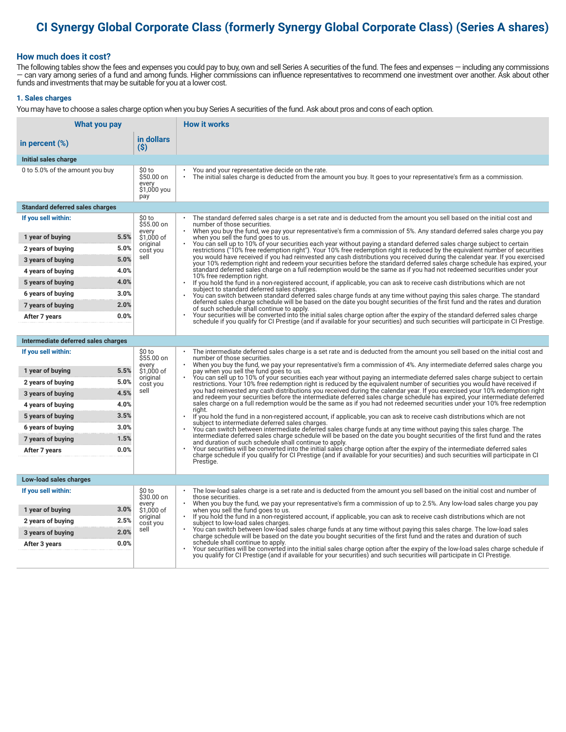# CI Synergy Global Corporate Class (formerly Synergy Global Corporate Class) (Series A shares)

## How much does it cost?

The following tables show the fees and expenses you could pay to buy, own and sell Series A securities of the fund. The fees and expenses — including any commissions — can vary among series of a fund and among funds. Higher commissions can influence representatives to recommend one investment over another. Ask about other funds and investments that may be suitable for you at a lower cost.

### 1. Sales charges

You may have to choose a sales charge option when you buy Series A securities of the fund. Ask about pros and cons of each option.

| What you pay | | | How it works |
|---|---|---|---|
| **in percent (%)** | | **in dollars ($)** | |
| **Initial sales charge** | | | |
| 0 to 5.0% of the amount you buy | | $0 to $50.00 on every $1,000 you pay | • You and your representative decide on the rate.<br>• The initial sales charge is deducted from the amount you buy. It goes to your representative's firm as a commission. |
| **Standard deferred sales charges** | | | |
| **If you sell within:** | | $0 to $55.00 on every $1,000 of original cost you sell | • The standard deferred sales charge is a set rate and is deducted from the amount you sell based on the initial cost and number of those securities.<br>• When you buy the fund, we pay your representative's firm a commission of 5%. Any standard deferred sales charge you pay when you sell the fund goes to us.<br>• You can sell up to 10% of your securities each year without paying a standard deferred sales charge subject to certain restrictions ("10% free redemption right"). Your 10% free redemption right is reduced by the equivalent number of securities you would have received if you had reinvested any cash distributions you received during the calendar year. If you exercised your 10% redemption right and redeem your securities before the standard deferred sales charge schedule has expired, your standard deferred sales charge on a full redemption would be the same as if you had not redeemed securities under your 10% free redemption right.<br>• If you hold the fund in a non-registered account, if applicable, you can ask to receive cash distributions which are not subject to standard deferred sales charges.<br>• You can switch between standard deferred sales charge funds at any time without paying this sales charge. The standard deferred sales charge schedule will be based on the date you bought securities of the first fund and the rates and duration of such schedule shall continue to apply.<br>• Your securities will be converted into the initial sales charge option after the expiry of the standard deferred sales charge schedule if you qualify for CI Prestige (and if available for your securities) and such securities will participate in CI Prestige. |
| 1 year of buying | 5.5% | | |
| 2 years of buying | 5.0% | | |
| 3 years of buying | 5.0% | | |
| 4 years of buying | 4.0% | | |
| 5 years of buying | 4.0% | | |
| 6 years of buying | 3.0% | | |
| 7 years of buying | 2.0% | | |
| After 7 years | 0.0% | | |
| **Intermediate deferred sales charges** | | | |
| **If you sell within:** | | $0 to $55.00 on every $1,000 of original cost you sell | • The intermediate deferred sales charge is a set rate and is deducted from the amount you sell based on the initial cost and number of those securities.<br>• When you buy the fund, we pay your representative's firm a commission of 4%. Any intermediate deferred sales charge you pay when you sell the fund goes to us.<br>• You can sell up to 10% of your securities each year without paying an intermediate deferred sales charge subject to certain restrictions. Your 10% free redemption right is reduced by the equivalent number of securities you would have received if you had reinvested any cash distributions you received during the calendar year. If you exercised your 10% redemption right and redeem your securities before the intermediate deferred sales charge schedule has expired, your intermediate deferred sales charge on a full redemption would be the same as if you had not redeemed securities under your 10% free redemption right.<br>• If you hold the fund in a non-registered account, if applicable, you can ask to receive cash distributions which are not subject to intermediate deferred sales charges.<br>• You can switch between intermediate deferred sales charge funds at any time without paying this sales charge. The intermediate deferred sales charge schedule will be based on the date you bought securities of the first fund and the rates and duration of such schedule shall continue to apply.<br>• Your securities will be converted into the initial sales charge option after the expiry of the intermediate deferred sales charge schedule if you qualify for CI Prestige (and if available for your securities) and such securities will participate in CI Prestige. |
| 1 year of buying | 5.5% | | |
| 2 years of buying | 5.0% | | |
| 3 years of buying | 4.5% | | |
| 4 years of buying | 4.0% | | |
| 5 years of buying | 3.5% | | |
| 6 years of buying | 3.0% | | |
| 7 years of buying | 1.5% | | |
| After 7 years | 0.0% | | |
| **Low-load sales charges** | | | |
| **If you sell within:** | | $0 to $30.00 on every $1,000 of original cost you sell | • The low-load sales charge is a set rate and is deducted from the amount you sell based on the initial cost and number of those securities.<br>• When you buy the fund, we pay your representative's firm a commission of up to 2.5%. Any low-load sales charge you pay when you sell the fund goes to us.<br>• If you hold the fund in a non-registered account, if applicable, you can ask to receive cash distributions which are not subject to low-load sales charges.<br>• You can switch between low-load sales charge funds at any time without paying this sales charge. The low-load sales charge schedule will be based on the date you bought securities of the first fund and the rates and duration of such schedule shall continue to apply.<br>• Your securities will be converted into the initial sales charge option after the expiry of the low-load sales charge schedule if you qualify for CI Prestige (and if available for your securities) and such securities will participate in CI Prestige. |
| 1 year of buying | 3.0% | | |
| 2 years of buying | 2.5% | | |
| 3 years of buying | 2.0% | | |
| After 3 years | 0.0% | | |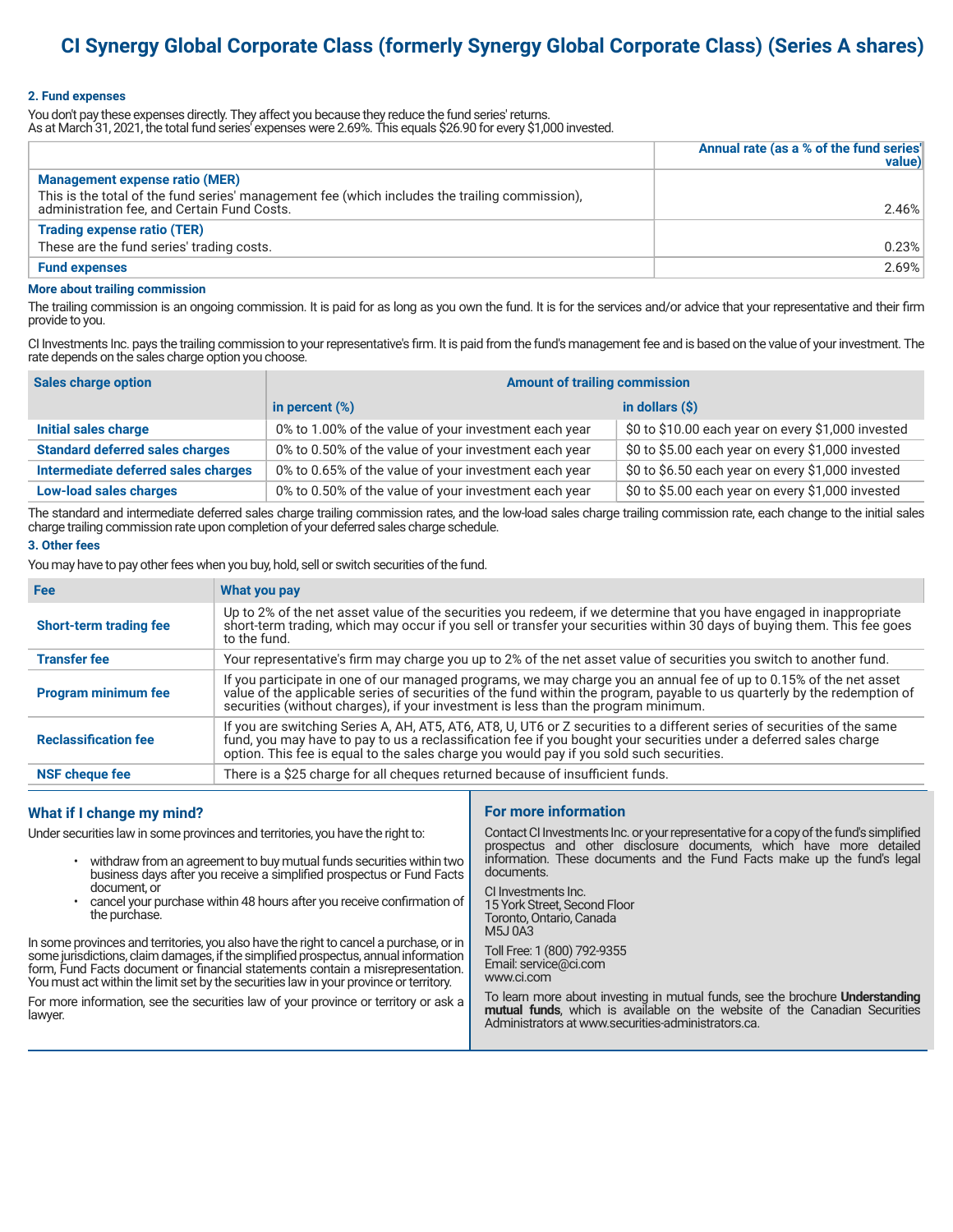# CI Synergy Global Corporate Class (formerly Synergy Global Corporate Class) (Series A shares)

### 2. Fund expenses

You don't pay these expenses directly. They affect you because they reduce the fund series' returns.
As at March 31, 2021, the total fund series' expenses were 2.69%. This equals $26.90 for every $1,000 invested.

| | Annual rate (as a % of the fund series' value) |
|---|---|
| **Management expense ratio (MER)**<br>This is the total of the fund series' management fee (which includes the trailing commission), administration fee, and Certain Fund Costs. | 2.46% |
| **Trading expense ratio (TER)**<br>These are the fund series' trading costs. | 0.23% |
| **Fund expenses** | 2.69% |

#### More about trailing commission

The trailing commission is an ongoing commission. It is paid for as long as you own the fund. It is for the services and/or advice that your representative and their firm provide to you.

CI Investments Inc. pays the trailing commission to your representative's firm. It is paid from the fund's management fee and is based on the value of your investment. The rate depends on the sales charge option you choose.

| Sales charge option | Amount of trailing commission | |
|---|---|---|
| | in percent (%) | in dollars ($) |
| Initial sales charge | 0% to 1.00% of the value of your investment each year | $0 to $10.00 each year on every $1,000 invested |
| Standard deferred sales charges | 0% to 0.50% of the value of your investment each year | $0 to $5.00 each year on every $1,000 invested |
| Intermediate deferred sales charges | 0% to 0.65% of the value of your investment each year | $0 to $6.50 each year on every $1,000 invested |
| Low-load sales charges | 0% to 0.50% of the value of your investment each year | $0 to $5.00 each year on every $1,000 invested |

The standard and intermediate deferred sales charge trailing commission rates, and the low-load sales charge trailing commission rate, each change to the initial sales charge trailing commission rate upon completion of your deferred sales charge schedule.

### 3. Other fees

You may have to pay other fees when you buy, hold, sell or switch securities of the fund.

| Fee | What you pay |
|---|---|
| Short-term trading fee | Up to 2% of the net asset value of the securities you redeem, if we determine that you have engaged in inappropriate short-term trading, which may occur if you sell or transfer your securities within 30 days of buying them. This fee goes to the fund. |
| Transfer fee | Your representative's firm may charge you up to 2% of the net asset value of securities you switch to another fund. |
| Program minimum fee | If you participate in one of our managed programs, we may charge you an annual fee of up to 0.15% of the net asset value of the applicable series of securities of the fund within the program, payable to us quarterly by the redemption of securities (without charges), if your investment is less than the program minimum. |
| Reclassification fee | If you are switching Series A, AH, AT5, AT6, AT8, U, UT6 or Z securities to a different series of securities of the same fund, you may have to pay to us a reclassification fee if you bought your securities under a deferred sales charge option. This fee is equal to the sales charge you would pay if you sold such securities. |
| NSF cheque fee | There is a $25 charge for all cheques returned because of insufficient funds. |

## What if I change my mind?

Under securities law in some provinces and territories, you have the right to:

- withdraw from an agreement to buy mutual funds securities within two business days after you receive a simplified prospectus or Fund Facts document, or
- cancel your purchase within 48 hours after you receive confirmation of the purchase.

In some provinces and territories, you also have the right to cancel a purchase, or in some jurisdictions, claim damages, if the simplified prospectus, annual information form, Fund Facts document or financial statements contain a misrepresentation. You must act within the limit set by the securities law in your province or territory.

For more information, see the securities law of your province or territory or ask a lawyer.

## For more information

Contact CI Investments Inc. or your representative for a copy of the fund's simplified prospectus and other disclosure documents, which have more detailed information. These documents and the Fund Facts make up the fund's legal documents.

CI Investments Inc.
15 York Street, Second Floor
Toronto, Ontario, Canada
M5J 0A3

Toll Free: 1 (800) 792-9355
Email: service@ci.com
www.ci.com

To learn more about investing in mutual funds, see the brochure **Understanding mutual funds**, which is available on the website of the Canadian Securities Administrators at www.securities-administrators.ca.